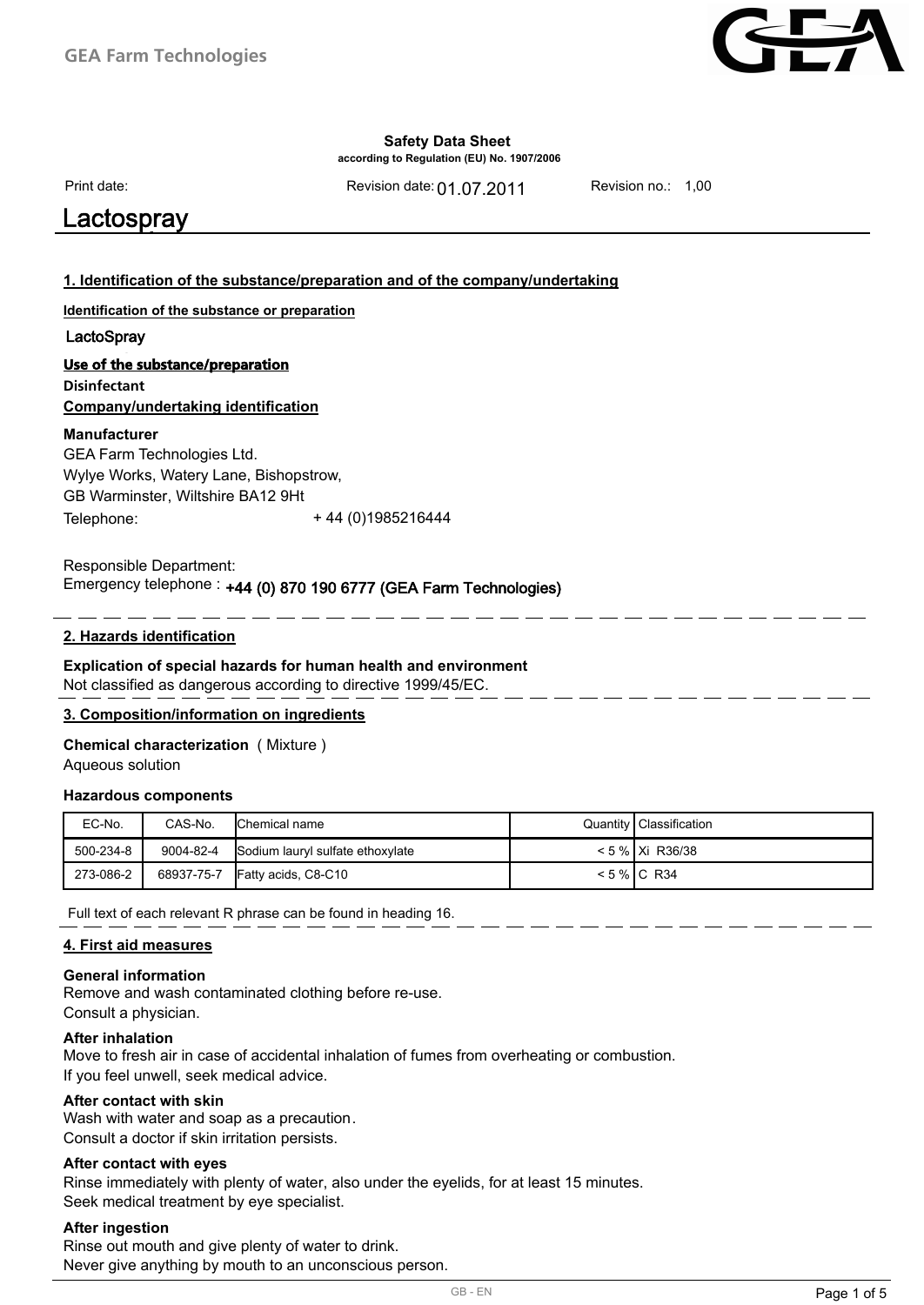**Safety Data Sheet**

**according to Regulation (EU) No. 1907/2006**

Print date: Revision date: 01.07.2011 Revision no.: 1,00

# Lactospray

## 1. Identification of the substance/preparation and of the company/undertaking

**Identification of the substance or preparation**

LactoSpray

**Use of the substance/preparation**

**Disinfectant**

**Company/undertaking identification**

**Manufacturer**

GEA Farm Technologies Ltd.
Wylye Works, Watery Lane, Bishopstrow,
GB Warminster, Wiltshire BA12 9Ht

Telephone: + 44 (0)1985216444

Responsible Department:
Emergency telephone : **+44 (0) 870 190 6777 (GEA Farm Technologies)**

## 2. Hazards identification

**Explication of special hazards for human health and environment**

Not classified as dangerous according to directive 1999/45/EC.

## 3. Composition/information on ingredients

**Chemical characterization** ( Mixture )

Aqueous solution

**Hazardous components**

| EC-No. | CAS-No. | Chemical name | Quantity | Classification |
|---|---|---|---|---|
| 500-234-8 | 9004-82-4 | Sodium lauryl sulfate ethoxylate | < 5 % | Xi R36/38 |
| 273-086-2 | 68937-75-7 | Fatty acids, C8-C10 | < 5 % | C R34 |

Full text of each relevant R phrase can be found in heading 16.

## 4. First aid measures

**General information**

Remove and wash contaminated clothing before re-use.
Consult a physician.

**After inhalation**

Move to fresh air in case of accidental inhalation of fumes from overheating or combustion.
If you feel unwell, seek medical advice.

**After contact with skin**

Wash with water and soap as a precaution.
Consult a doctor if skin irritation persists.

**After contact with eyes**

Rinse immediately with plenty of water, also under the eyelids, for at least 15 minutes.
Seek medical treatment by eye specialist.

**After ingestion**

Rinse out mouth and give plenty of water to drink.
Never give anything by mouth to an unconscious person.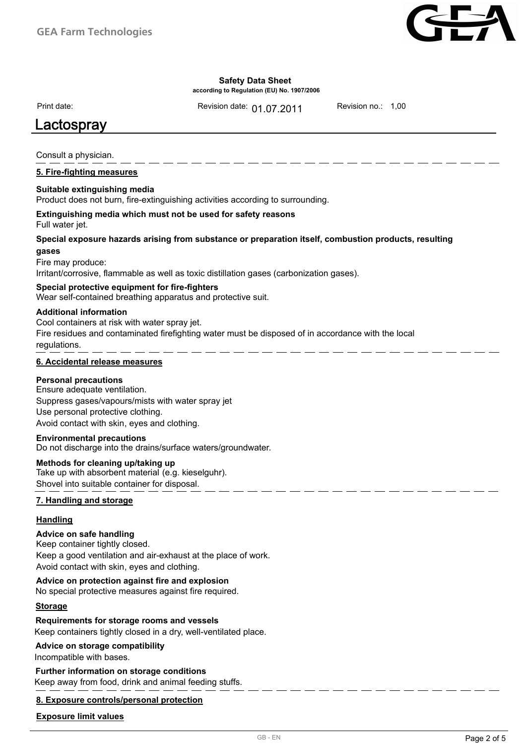Consult a physician.

## 5. Fire-fighting measures

**Suitable extinguishing media**

Product does not burn, fire-extinguishing activities according to surrounding.

**Extinguishing media which must not be used for safety reasons**

Full water jet.

**Special exposure hazards arising from substance or preparation itself, combustion products, resulting gases**

Fire may produce:

Irritant/corrosive, flammable as well as toxic distillation gases (carbonization gases).

**Special protective equipment for fire-fighters**

Wear self-contained breathing apparatus and protective suit.

**Additional information**

Cool containers at risk with water spray jet.

Fire residues and contaminated firefighting water must be disposed of in accordance with the local regulations.

## 6. Accidental release measures

**Personal precautions**

Ensure adequate ventilation.

Suppress gases/vapours/mists with water spray jet

Use personal protective clothing.

Avoid contact with skin, eyes and clothing.

**Environmental precautions**

Do not discharge into the drains/surface waters/groundwater.

**Methods for cleaning up/taking up**

Take up with absorbent material (e.g. kieselguhr).

Shovel into suitable container for disposal.

## 7. Handling and storage

### Handling

**Advice on safe handling**

Keep container tightly closed.

Keep a good ventilation and air-exhaust at the place of work.

Avoid contact with skin, eyes and clothing.

**Advice on protection against fire and explosion**

No special protective measures against fire required.

### Storage

**Requirements for storage rooms and vessels**

Keep containers tightly closed in a dry, well-ventilated place.

**Advice on storage compatibility**

Incompatible with bases.

**Further information on storage conditions**

Keep away from food, drink and animal feeding stuffs.

## 8. Exposure controls/personal protection

### Exposure limit values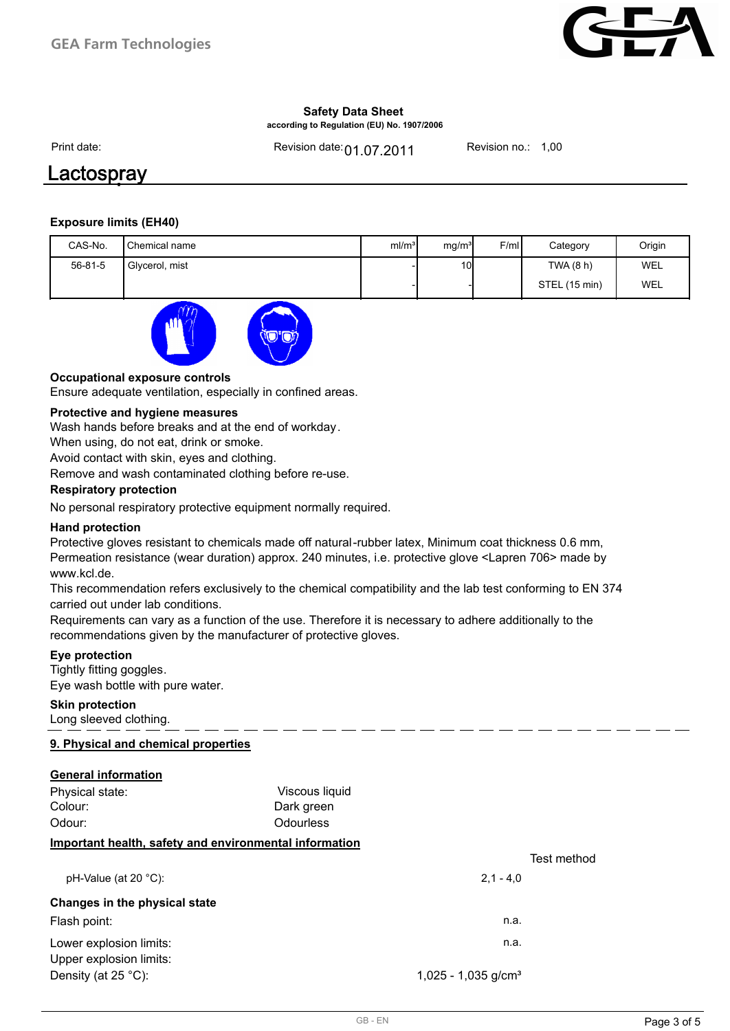**Safety Data Sheet**
according to Regulation (EU) No. 1907/2006

Print date: Revision date: 01.07.2011 Revision no.: 1,00

# Lactospray

### Exposure limits (EH40)

| CAS-No. | Chemical name | ml/m³ | mg/m³ | F/ml | Category | Origin |
|---|---|---|---|---|---|---|
| 56-81-5 | Glycerol, mist | - | 10 | | TWA (8 h) | WEL |
| | | - | - | | STEL (15 min) | WEL |

**Occupational exposure controls**
Ensure adequate ventilation, especially in confined areas.

**Protective and hygiene measures**
Wash hands before breaks and at the end of workday.
When using, do not eat, drink or smoke.
Avoid contact with skin, eyes and clothing.
Remove and wash contaminated clothing before re-use.

**Respiratory protection**
No personal respiratory protective equipment normally required.

**Hand protection**
Protective gloves resistant to chemicals made off natural-rubber latex, Minimum coat thickness 0.6 mm, Permeation resistance (wear duration) approx. 240 minutes, i.e. protective glove <Lapren 706> made by www.kcl.de.
This recommendation refers exclusively to the chemical compatibility and the lab test conforming to EN 374 carried out under lab conditions.
Requirements can vary as a function of the use. Therefore it is necessary to adhere additionally to the recommendations given by the manufacturer of protective gloves.

**Eye protection**
Tightly fitting goggles.
Eye wash bottle with pure water.

**Skin protection**
Long sleeved clothing.

## 9. Physical and chemical properties

### General information

Physical state: Viscous liquid
Colour: Dark green
Odour: Odourless

### Important health, safety and environmental information

| | | Test method |
|---|---|---|
| pH-Value (at 20 °C): | 2,1 - 4,0 | |

**Changes in the physical state**

| | | |
|---|---|---|
| Flash point: | n.a. | |
| Lower explosion limits: | n.a. | |
| Upper explosion limits: | | |
| Density (at 25 °C): | 1,025 - 1,035 g/cm³ | |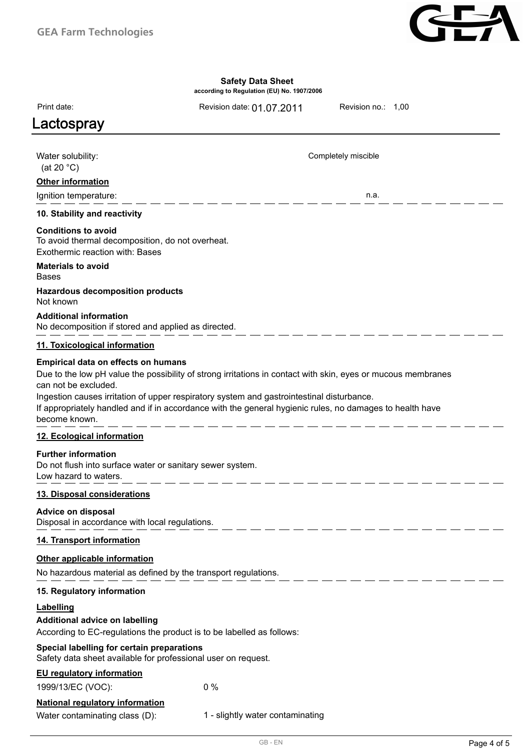| | |
|---|---|
| Water solubility: (at 20 °C) | Completely miscible |

**Other information**

| | |
|---|---|
| Ignition temperature: | n.a. |

## 10. Stability and reactivity

**Conditions to avoid**

To avoid thermal decomposition, do not overheat.
Exothermic reaction with: Bases

**Materials to avoid**

Bases

**Hazardous decomposition products**

Not known

**Additional information**

No decomposition if stored and applied as directed.

## 11. Toxicological information

**Empirical data on effects on humans**

Due to the low pH value the possibility of strong irritations in contact with skin, eyes or mucous membranes can not be excluded.

Ingestion causes irritation of upper respiratory system and gastrointestinal disturbance.

If appropriately handled and if in accordance with the general hygienic rules, no damages to health have become known.

## 12. Ecological information

**Further information**

Do not flush into surface water or sanitary sewer system.
Low hazard to waters.

## 13. Disposal considerations

**Advice on disposal**

Disposal in accordance with local regulations.

## 14. Transport information

**Other applicable information**

No hazardous material as defined by the transport regulations.

## 15. Regulatory information

**Labelling**

**Additional advice on labelling**

According to EC-regulations the product is to be labelled as follows:

**Special labelling for certain preparations**

Safety data sheet available for professional user on request.

**EU regulatory information**

| | |
|---|---|
| 1999/13/EC (VOC): | 0 % |

**National regulatory information**

| | |
|---|---|
| Water contaminating class (D): | 1 - slightly water contaminating |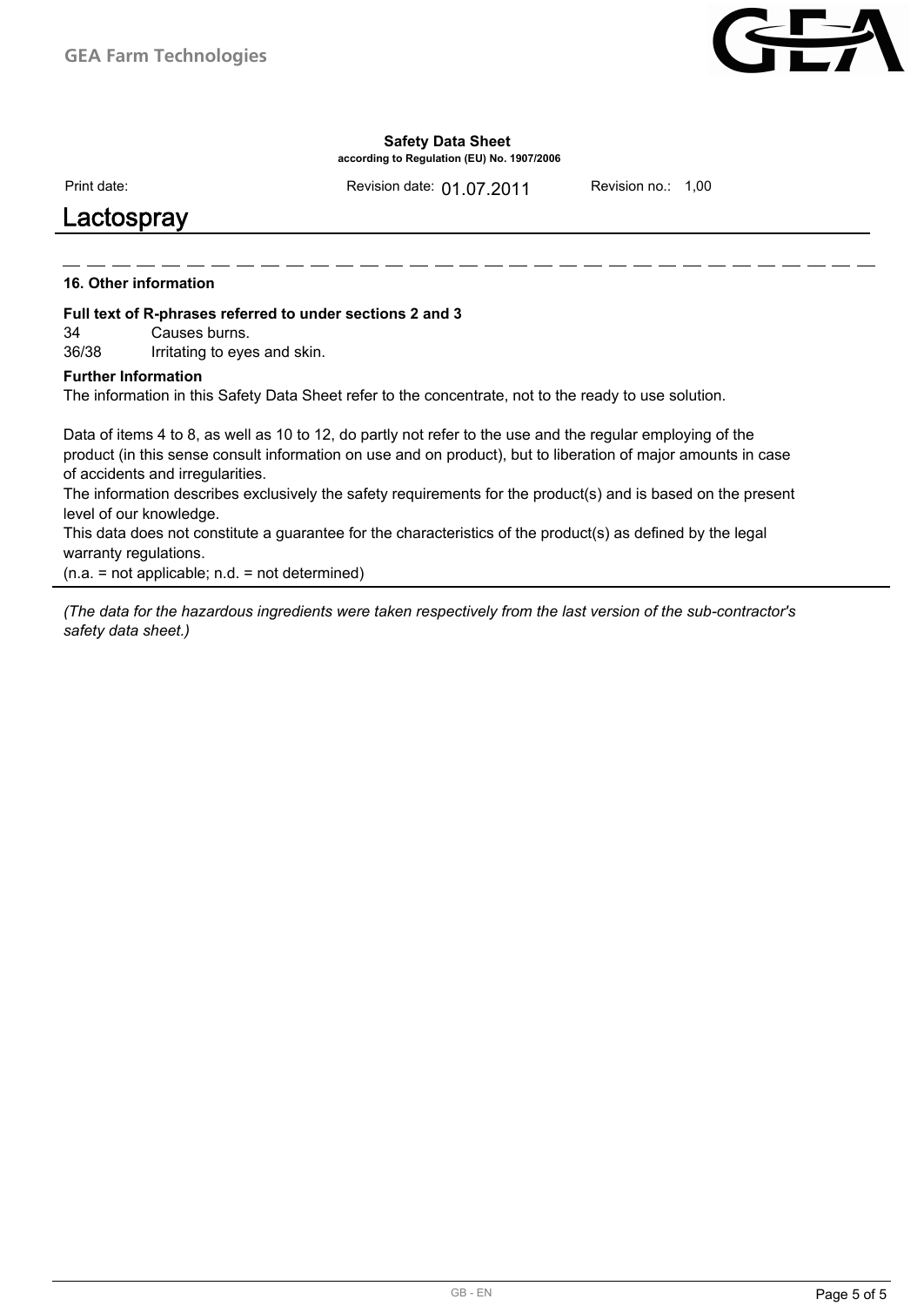## 16. Other information

**Full text of R-phrases referred to under sections 2 and 3**

| | |
|---|---|
| 34 | Causes burns. |
| 36/38 | Irritating to eyes and skin. |

**Further Information**

The information in this Safety Data Sheet refer to the concentrate, not to the ready to use solution.

Data of items 4 to 8, as well as 10 to 12, do partly not refer to the use and the regular employing of the product (in this sense consult information on use and on product), but to liberation of major amounts in case of accidents and irregularities.
The information describes exclusively the safety requirements for the product(s) and is based on the present level of our knowledge.
This data does not constitute a guarantee for the characteristics of the product(s) as defined by the legal warranty regulations.
(n.a. = not applicable; n.d. = not determined)

*(The data for the hazardous ingredients were taken respectively from the last version of the sub-contractor's safety data sheet.)*